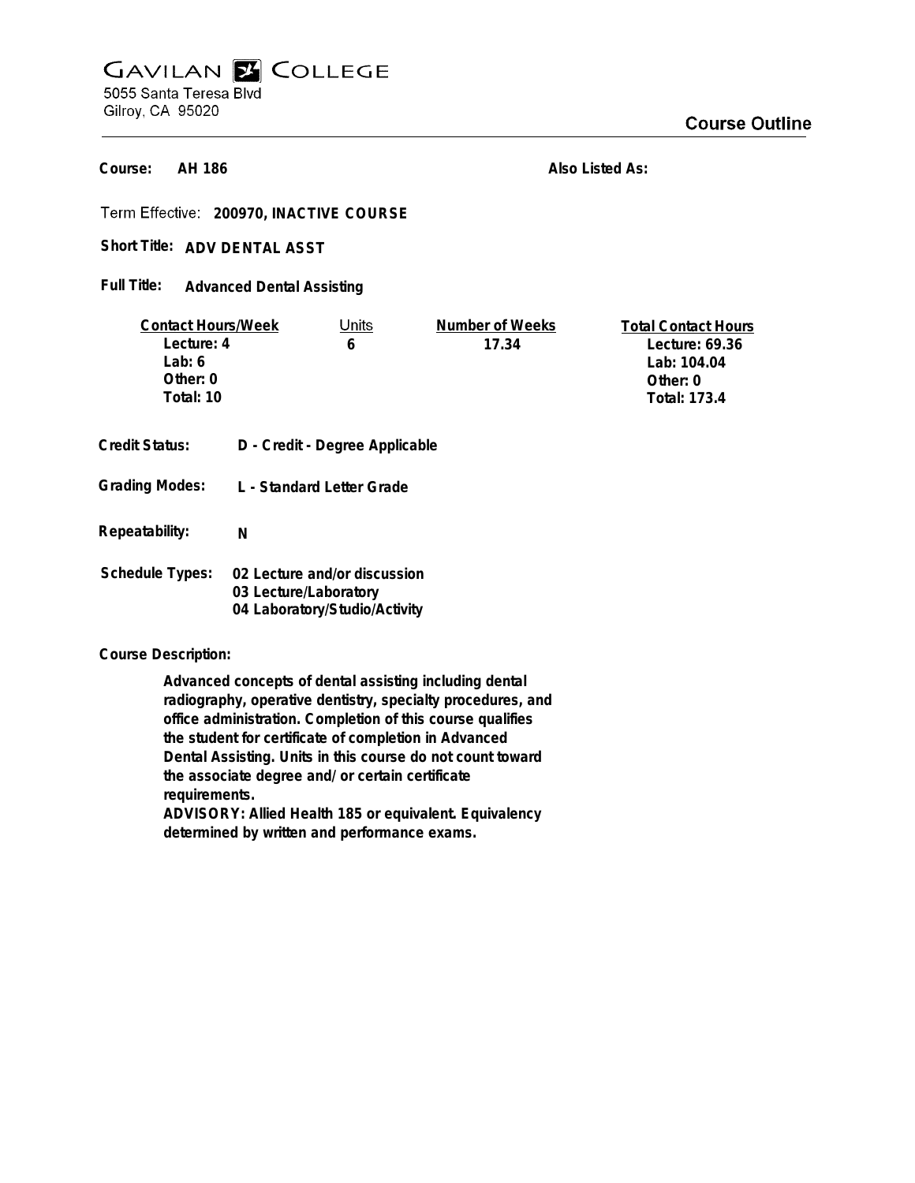# GAVILAN COLLEGE

5055 Santa Teresa Blvd
Gilroy, CA 95020

## Course Outline

**Course:** AH 186

**Also Listed As:**

Term Effective: **200970, INACTIVE COURSE**

**Short Title:** ADV DENTAL ASST

**Full Title:** Advanced Dental Assisting

| Contact Hours/Week | Units | Number of Weeks | Total Contact Hours |
|---|---|---|---|
| Lecture: 4 | 6 | 17.34 | Lecture: 69.36 |
| Lab: 6 | | | Lab: 104.04 |
| Other: 0 | | | Other: 0 |
| Total: 10 | | | Total: 173.4 |

**Credit Status:** D - Credit - Degree Applicable

**Grading Modes:** L - Standard Letter Grade

**Repeatability:** N

**Schedule Types:**
02 Lecture and/or discussion
03 Lecture/Laboratory
04 Laboratory/Studio/Activity

**Course Description:**

Advanced concepts of dental assisting including dental radiography, operative dentistry, specialty procedures, and office administration. Completion of this course qualifies the student for certificate of completion in Advanced Dental Assisting. Units in this course do not count toward the associate degree and/ or certain certificate requirements.
ADVISORY: Allied Health 185 or equivalent. Equivalency determined by written and performance exams.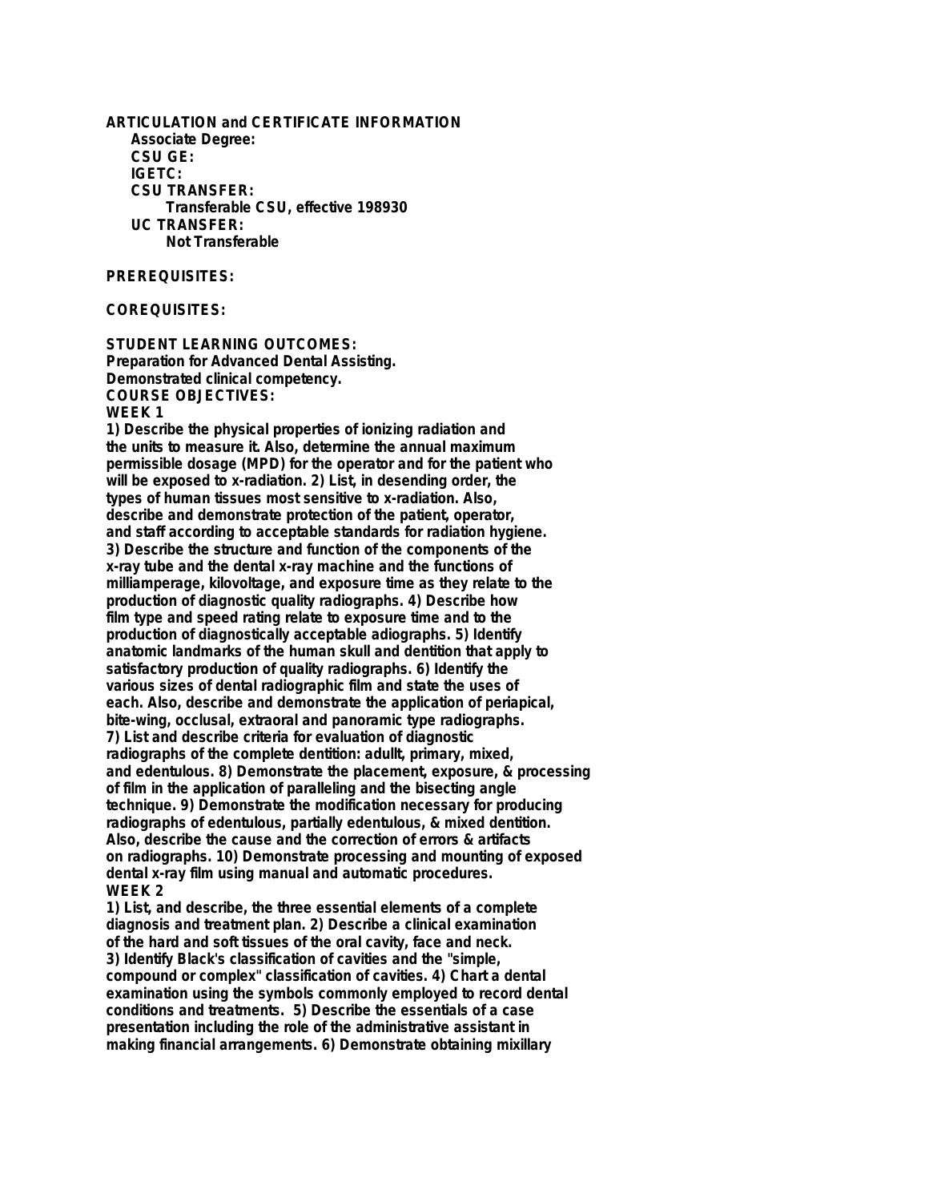**ARTICULATION and CERTIFICATE INFORMATION**

**Associate Degree:**

**CSU GE:**

**IGETC:**

**CSU TRANSFER:**

**Transferable CSU, effective 198930**

**UC TRANSFER:**

**Not Transferable**

**PREREQUISITES:**

**COREQUISITES:**

**STUDENT LEARNING OUTCOMES:**

**Preparation for Advanced Dental Assisting.**

**Demonstrated clinical competency.**

**COURSE OBJECTIVES:**

**WEEK 1**

**1) Describe the physical properties of ionizing radiation and the units to measure it. Also, determine the annual maximum permissible dosage (MPD) for the operator and for the patient who will be exposed to x-radiation. 2) List, in desending order, the types of human tissues most sensitive to x-radiation. Also, describe and demonstrate protection of the patient, operator, and staff according to acceptable standards for radiation hygiene. 3) Describe the structure and function of the components of the x-ray tube and the dental x-ray machine and the functions of milliamperage, kilovoltage, and exposure time as they relate to the production of diagnostic quality radiographs. 4) Describe how film type and speed rating relate to exposure time and to the production of diagnostically acceptable adiographs. 5) Identify anatomic landmarks of the human skull and dentition that apply to satisfactory production of quality radiographs. 6) Identify the various sizes of dental radiographic film and state the uses of each. Also, describe and demonstrate the application of periapical, bite-wing, occlusal, extraoral and panoramic type radiographs. 7) List and describe criteria for evaluation of diagnostic radiographs of the complete dentition: adullt, primary, mixed, and edentulous. 8) Demonstrate the placement, exposure, & processing of film in the application of paralleling and the bisecting angle technique. 9) Demonstrate the modification necessary for producing radiographs of edentulous, partially edentulous, & mixed dentition. Also, describe the cause and the correction of errors & artifacts on radiographs. 10) Demonstrate processing and mounting of exposed dental x-ray film using manual and automatic procedures.**

**WEEK 2**

**1) List, and describe, the three essential elements of a complete diagnosis and treatment plan. 2) Describe a clinical examination of the hard and soft tissues of the oral cavity, face and neck. 3) Identify Black's classification of cavities and the "simple, compound or complex" classification of cavities. 4) Chart a dental examination using the symbols commonly employed to record dental conditions and treatments. 5) Describe the essentials of a case presentation including the role of the administrative assistant in making financial arrangements. 6) Demonstrate obtaining mixillary**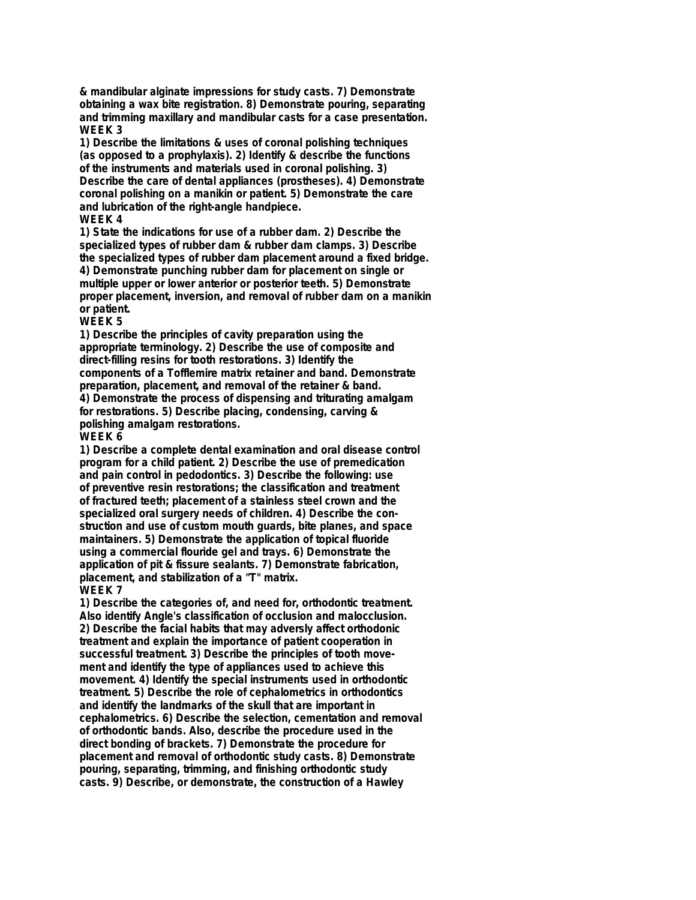**& mandibular alginate impressions for study casts. 7) Demonstrate obtaining a wax bite registration. 8) Demonstrate pouring, separating and trimming maxillary and mandibular casts for a case presentation.**

**WEEK 3**

**1) Describe the limitations & uses of coronal polishing techniques (as opposed to a prophylaxis). 2) Identify & describe the functions of the instruments and materials used in coronal polishing. 3) Describe the care of dental appliances (prostheses). 4) Demonstrate coronal polishing on a manikin or patient. 5) Demonstrate the care and lubrication of the right-angle handpiece.**

**WEEK 4**

**1) State the indications for use of a rubber dam. 2) Describe the specialized types of rubber dam & rubber dam clamps. 3) Describe the specialized types of rubber dam placement around a fixed bridge. 4) Demonstrate punching rubber dam for placement on single or multiple upper or lower anterior or posterior teeth. 5) Demonstrate proper placement, inversion, and removal of rubber dam on a manikin or patient.**

**WEEK 5**

**1) Describe the principles of cavity preparation using the appropriate terminology. 2) Describe the use of composite and direct-filling resins for tooth restorations. 3) Identify the components of a Tofflemire matrix retainer and band. Demonstrate preparation, placement, and removal of the retainer & band. 4) Demonstrate the process of dispensing and triturating amalgam for restorations. 5) Describe placing, condensing, carving & polishing amalgam restorations.**

**WEEK 6**

**1) Describe a complete dental examination and oral disease control program for a child patient. 2) Describe the use of premedication and pain control in pedodontics. 3) Describe the following: use of preventive resin restorations; the classification and treatment of fractured teeth; placement of a stainless steel crown and the specialized oral surgery needs of children. 4) Describe the construction and use of custom mouth guards, bite planes, and space maintainers. 5) Demonstrate the application of topical fluoride using a commercial flouride gel and trays. 6) Demonstrate the application of pit & fissure sealants. 7) Demonstrate fabrication, placement, and stabilization of a "T" matrix.**

**WEEK 7**

**1) Describe the categories of, and need for, orthodontic treatment. Also identify Angle's classification of occlusion and malocclusion. 2) Describe the facial habits that may adversly affect orthodonic treatment and explain the importance of patient cooperation in successful treatment. 3) Describe the principles of tooth movement and identify the type of appliances used to achieve this movement. 4) Identify the special instruments used in orthodontic treatment. 5) Describe the role of cephalometrics in orthodontics and identify the landmarks of the skull that are important in cephalometrics. 6) Describe the selection, cementation and removal of orthodontic bands. Also, describe the procedure used in the direct bonding of brackets. 7) Demonstrate the procedure for placement and removal of orthodontic study casts. 8) Demonstrate pouring, separating, trimming, and finishing orthodontic study casts. 9) Describe, or demonstrate, the construction of a Hawley**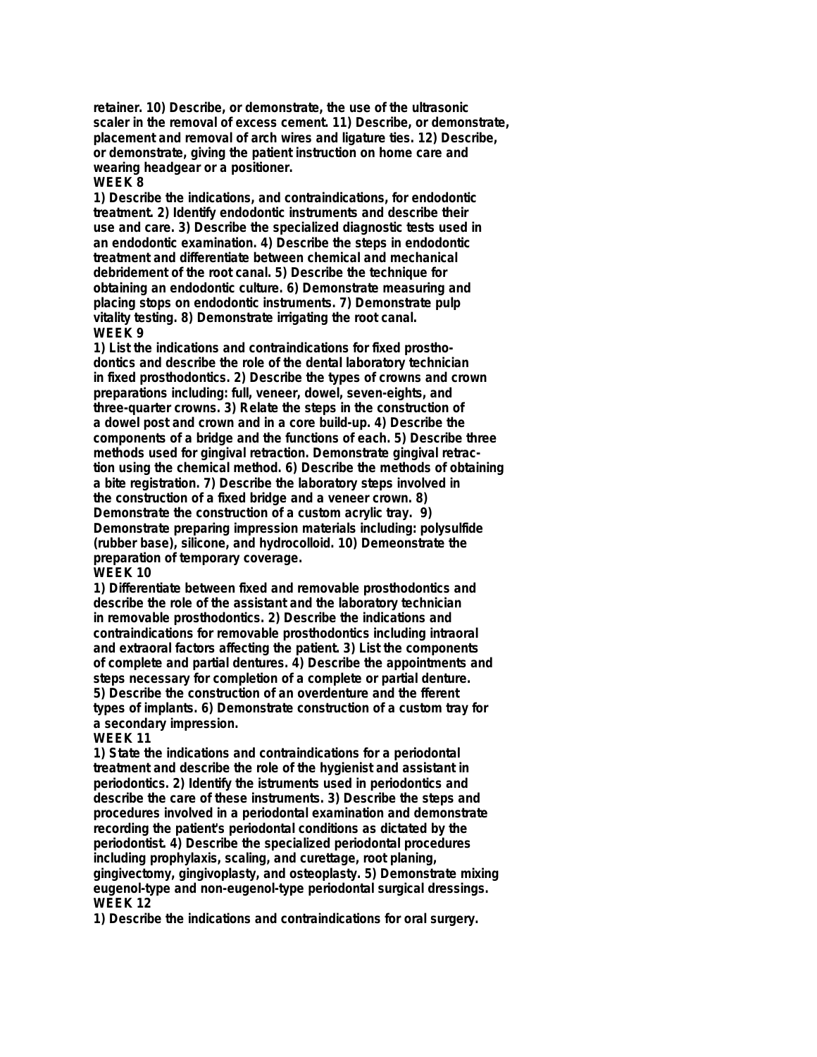retainer. 10) Describe, or demonstrate, the use of the ultrasonic scaler in the removal of excess cement. 11) Describe, or demonstrate, placement and removal of arch wires and ligature ties. 12) Describe, or demonstrate, giving the patient instruction on home care and wearing headgear or a positioner.

**WEEK 8**

1) Describe the indications, and contraindications, for endodontic treatment. 2) Identify endodontic instruments and describe their use and care. 3) Describe the specialized diagnostic tests used in an endodontic examination. 4) Describe the steps in endodontic treatment and differentiate between chemical and mechanical debridement of the root canal. 5) Describe the technique for obtaining an endodontic culture. 6) Demonstrate measuring and placing stops on endodontic instruments. 7) Demonstrate pulp vitality testing. 8) Demonstrate irrigating the root canal.

**WEEK 9**

1) List the indications and contraindications for fixed prosthodontics and describe the role of the dental laboratory technician in fixed prosthodontics. 2) Describe the types of crowns and crown preparations including: full, veneer, dowel, seven-eights, and three-quarter crowns. 3) Relate the steps in the construction of a dowel post and crown and in a core build-up. 4) Describe the components of a bridge and the functions of each. 5) Describe three methods used for gingival retraction. Demonstrate gingival retraction using the chemical method. 6) Describe the methods of obtaining a bite registration. 7) Describe the laboratory steps involved in the construction of a fixed bridge and a veneer crown. 8) Demonstrate the construction of a custom acrylic tray. 9) Demonstrate preparing impression materials including: polysulfide (rubber base), silicone, and hydrocolloid. 10) Demeonstrate the preparation of temporary coverage.

**WEEK 10**

1) Differentiate between fixed and removable prosthodontics and describe the role of the assistant and the laboratory technician in removable prosthodontics. 2) Describe the indications and contraindications for removable prosthodontics including intraoral and extraoral factors affecting the patient. 3) List the components of complete and partial dentures. 4) Describe the appointments and steps necessary for completion of a complete or partial denture. 5) Describe the construction of an overdenture and the fferent types of implants. 6) Demonstrate construction of a custom tray for a secondary impression.

**WEEK 11**

1) State the indications and contraindications for a periodontal treatment and describe the role of the hygienist and assistant in periodontics. 2) Identify the istruments used in periodontics and describe the care of these instruments. 3) Describe the steps and procedures involved in a periodontal examination and demonstrate recording the patient's periodontal conditions as dictated by the periodontist. 4) Describe the specialized periodontal procedures including prophylaxis, scaling, and curettage, root planing, gingivectomy, gingivoplasty, and osteoplasty. 5) Demonstrate mixing eugenol-type and non-eugenol-type periodontal surgical dressings.

**WEEK 12**

1) Describe the indications and contraindications for oral surgery.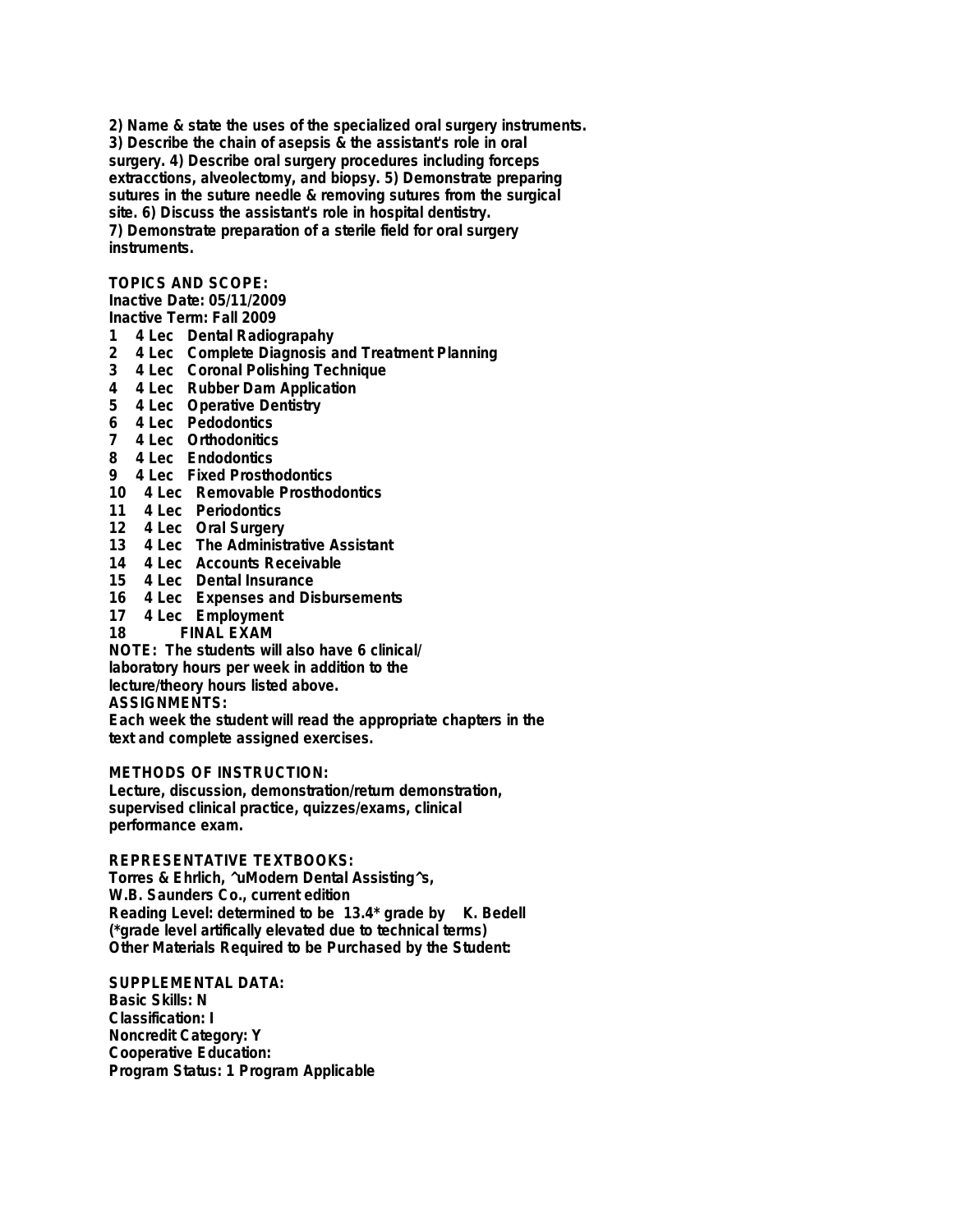2) Name & state the uses of the specialized oral surgery instruments. 3) Describe the chain of asepsis & the assistant's role in oral surgery. 4) Describe oral surgery procedures including forceps extracctions, alveolectomy, and biopsy. 5) Demonstrate preparing sutures in the suture needle & removing sutures from the surgical site. 6) Discuss the assistant's role in hospital dentistry. 7) Demonstrate preparation of a sterile field for oral surgery instruments.

**TOPICS AND SCOPE:**

Inactive Date: 05/11/2009
Inactive Term: Fall 2009

1 4 Lec Dental Radiograpahy
2 4 Lec Complete Diagnosis and Treatment Planning
3 4 Lec Coronal Polishing Technique
4 4 Lec Rubber Dam Application
5 4 Lec Operative Dentistry
6 4 Lec Pedodontics
7 4 Lec Orthodonitics
8 4 Lec Endodontics
9 4 Lec Fixed Prosthodontics
10 4 Lec Removable Prosthodontics
11 4 Lec Periodontics
12 4 Lec Oral Surgery
13 4 Lec The Administrative Assistant
14 4 Lec Accounts Receivable
15 4 Lec Dental Insurance
16 4 Lec Expenses and Disbursements
17 4 Lec Employment
18 FINAL EXAM

NOTE: The students will also have 6 clinical/ laboratory hours per week in addition to the lecture/theory hours listed above.

**ASSIGNMENTS:**

Each week the student will read the appropriate chapters in the text and complete assigned exercises.

**METHODS OF INSTRUCTION:**

Lecture, discussion, demonstration/return demonstration, supervised clinical practice, quizzes/exams, clinical performance exam.

**REPRESENTATIVE TEXTBOOKS:**

Torres & Ehrlich, ^uModern Dental Assisting^s, W.B. Saunders Co., current edition
Reading Level: determined to be 13.4* grade by K. Bedell
(*grade level artifically elevated due to technical terms)
Other Materials Required to be Purchased by the Student:

**SUPPLEMENTAL DATA:**

Basic Skills: N
Classification: I
Noncredit Category: Y
Cooperative Education:
Program Status: 1 Program Applicable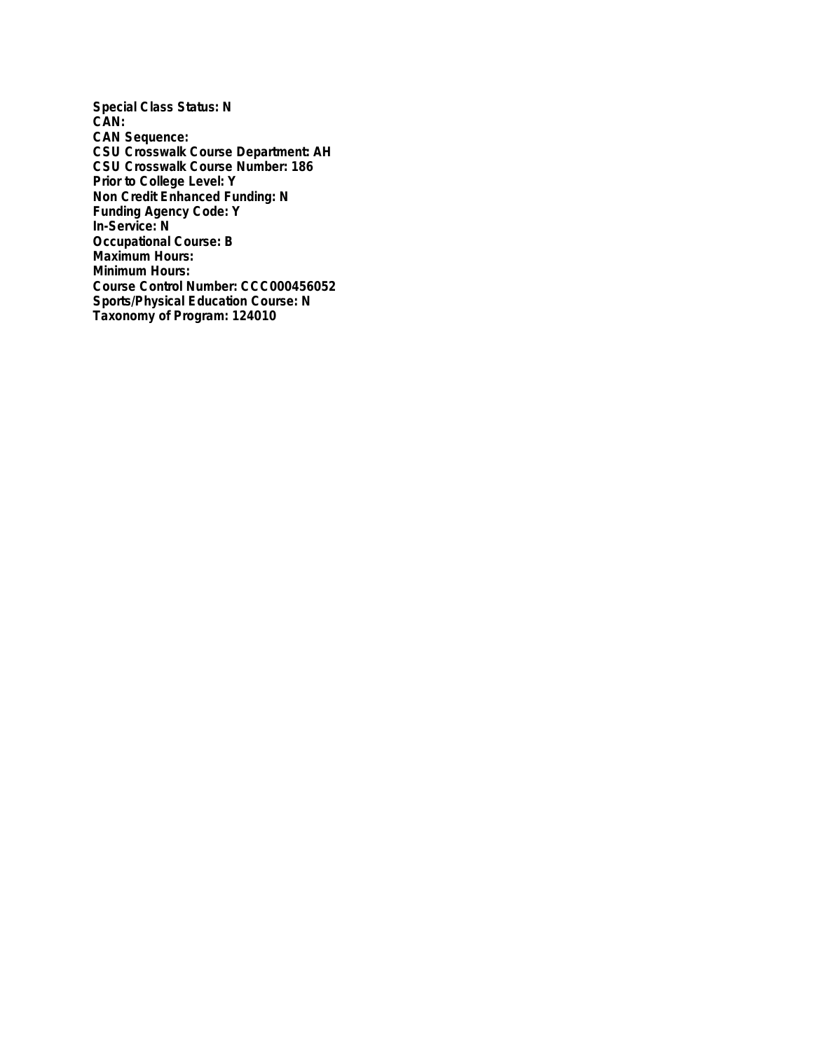**Special Class Status: N**
**CAN:**
**CAN Sequence:**
**CSU Crosswalk Course Department: AH**
**CSU Crosswalk Course Number: 186**
**Prior to College Level: Y**
**Non Credit Enhanced Funding: N**
**Funding Agency Code: Y**
**In-Service: N**
**Occupational Course: B**
**Maximum Hours:**
**Minimum Hours:**
**Course Control Number: CCC000456052**
**Sports/Physical Education Course: N**
**Taxonomy of Program: 124010**